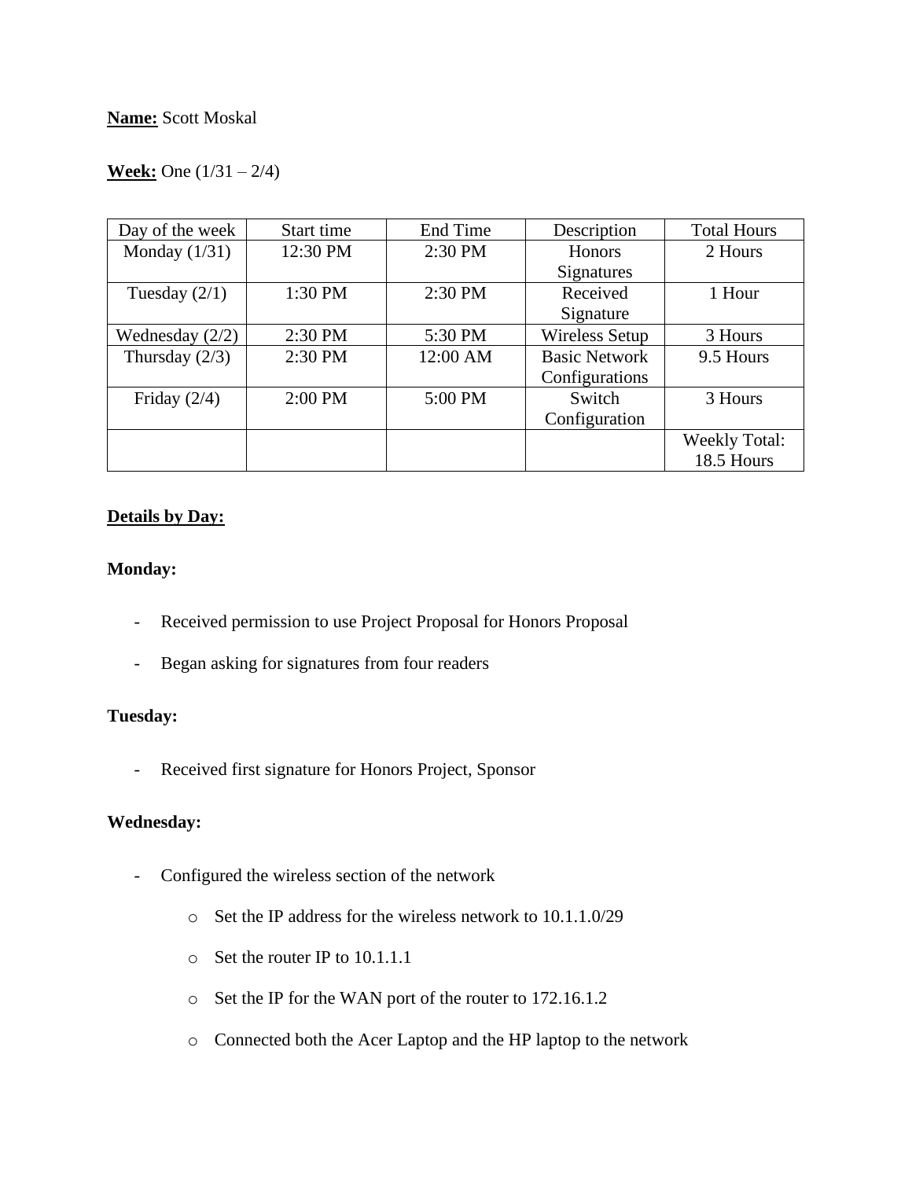**Name:** Scott Moskal

**Week:** One (1/31 – 2/4)

| Day of the week | Start time | End Time | Description | Total Hours |
|---|---|---|---|---|
| Monday (1/31) | 12:30 PM | 2:30 PM | Honors Signatures | 2 Hours |
| Tuesday (2/1) | 1:30 PM | 2:30 PM | Received Signature | 1 Hour |
| Wednesday (2/2) | 2:30 PM | 5:30 PM | Wireless Setup | 3 Hours |
| Thursday (2/3) | 2:30 PM | 12:00 AM | Basic Network Configurations | 9.5 Hours |
| Friday (2/4) | 2:00 PM | 5:00 PM | Switch Configuration | 3 Hours |
| | | | | Weekly Total: 18.5 Hours |

**Details by Day:**

**Monday:**

- Received permission to use Project Proposal for Honors Proposal
- Began asking for signatures from four readers

**Tuesday:**

- Received first signature for Honors Project, Sponsor

**Wednesday:**

- Configured the wireless section of the network
  - Set the IP address for the wireless network to 10.1.1.0/29
  - Set the router IP to 10.1.1.1
  - Set the IP for the WAN port of the router to 172.16.1.2
  - Connected both the Acer Laptop and the HP laptop to the network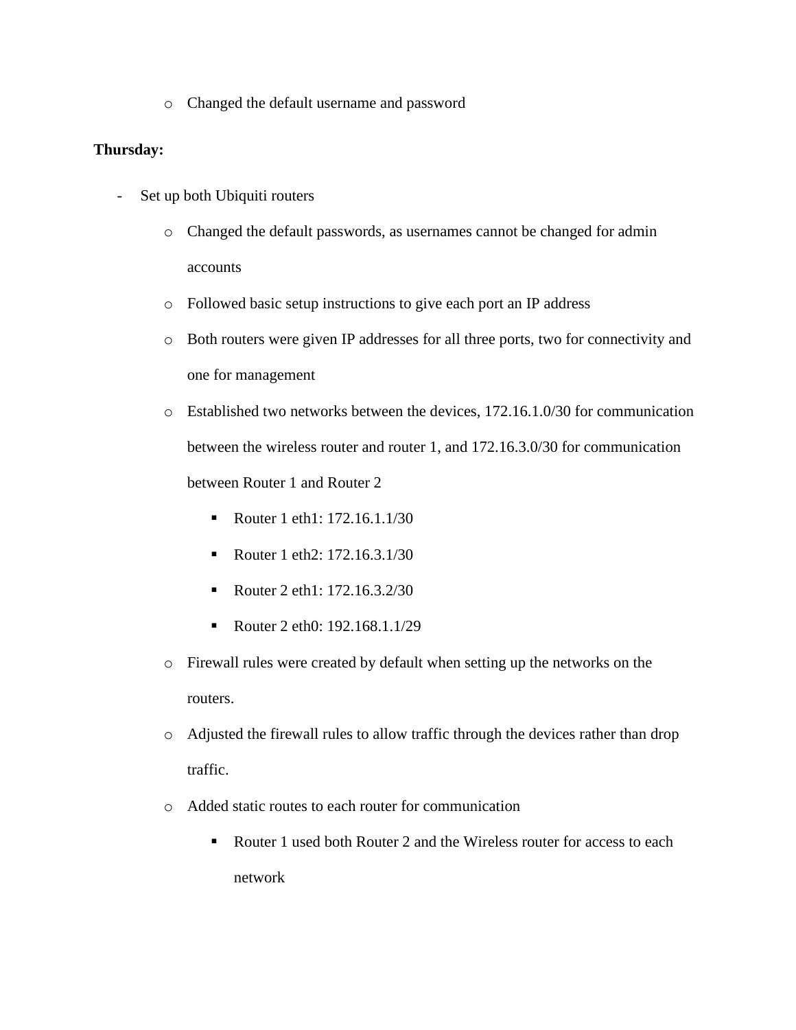- Changed the default username and password

**Thursday:**

- Set up both Ubiquiti routers
    - Changed the default passwords, as usernames cannot be changed for admin accounts
    - Followed basic setup instructions to give each port an IP address
    - Both routers were given IP addresses for all three ports, two for connectivity and one for management
    - Established two networks between the devices, 172.16.1.0/30 for communication between the wireless router and router 1, and 172.16.3.0/30 for communication between Router 1 and Router 2
        - Router 1 eth1: 172.16.1.1/30
        - Router 1 eth2: 172.16.3.1/30
        - Router 2 eth1: 172.16.3.2/30
        - Router 2 eth0: 192.168.1.1/29
    - Firewall rules were created by default when setting up the networks on the routers.
    - Adjusted the firewall rules to allow traffic through the devices rather than drop traffic.
    - Added static routes to each router for communication
        - Router 1 used both Router 2 and the Wireless router for access to each network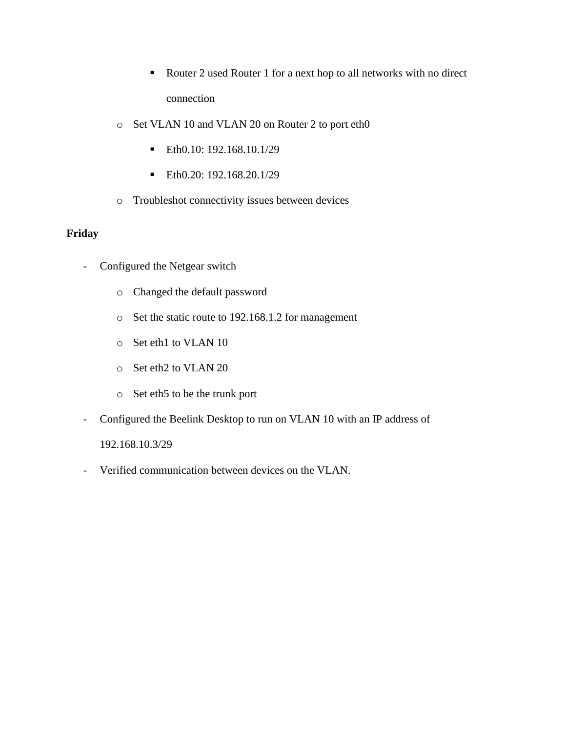- Router 2 used Router 1 for a next hop to all networks with no direct connection
    - Set VLAN 10 and VLAN 20 on Router 2 to port eth0
        - Eth0.10: 192.168.10.1/29
        - Eth0.20: 192.168.20.1/29
    - Troubleshot connectivity issues between devices

**Friday**

- Configured the Netgear switch
    - Changed the default password
    - Set the static route to 192.168.1.2 for management
    - Set eth1 to VLAN 10
    - Set eth2 to VLAN 20
    - Set eth5 to be the trunk port
- Configured the Beelink Desktop to run on VLAN 10 with an IP address of 192.168.10.3/29
- Verified communication between devices on the VLAN.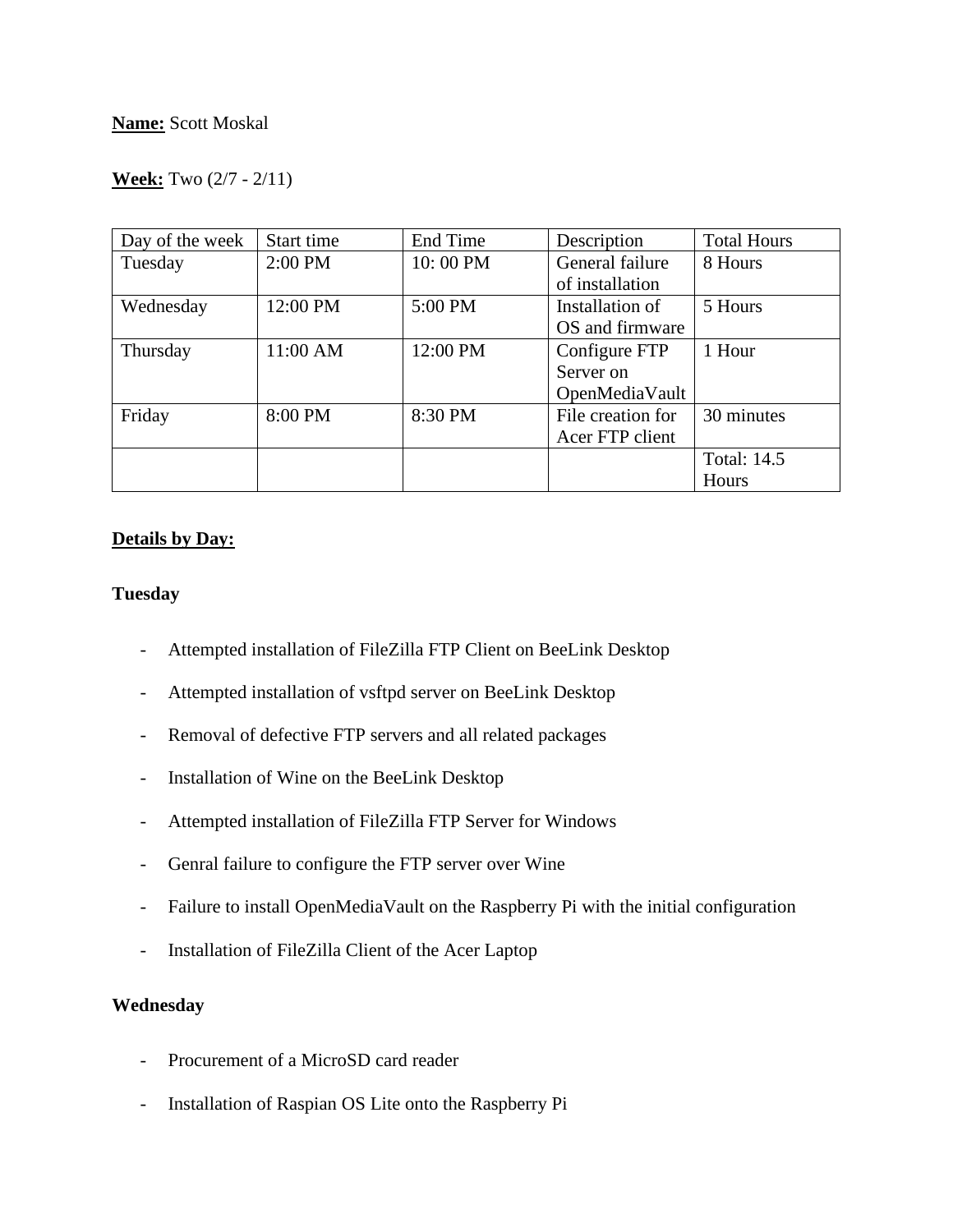**Name:** Scott Moskal

**Week:** Two (2/7 - 2/11)

| Day of the week | Start time | End Time | Description | Total Hours |
|---|---|---|---|---|
| Tuesday | 2:00 PM | 10: 00 PM | General failure of installation | 8 Hours |
| Wednesday | 12:00 PM | 5:00 PM | Installation of OS and firmware | 5 Hours |
| Thursday | 11:00 AM | 12:00 PM | Configure FTP Server on OpenMediaVault | 1 Hour |
| Friday | 8:00 PM | 8:30 PM | File creation for Acer FTP client | 30 minutes |
| | | | | Total: 14.5 Hours |

**Details by Day:**

**Tuesday**

- Attempted installation of FileZilla FTP Client on BeeLink Desktop
- Attempted installation of vsftpd server on BeeLink Desktop
- Removal of defective FTP servers and all related packages
- Installation of Wine on the BeeLink Desktop
- Attempted installation of FileZilla FTP Server for Windows
- Genral failure to configure the FTP server over Wine
- Failure to install OpenMediaVault on the Raspberry Pi with the initial configuration
- Installation of FileZilla Client of the Acer Laptop

**Wednesday**

- Procurement of a MicroSD card reader
- Installation of Raspian OS Lite onto the Raspberry Pi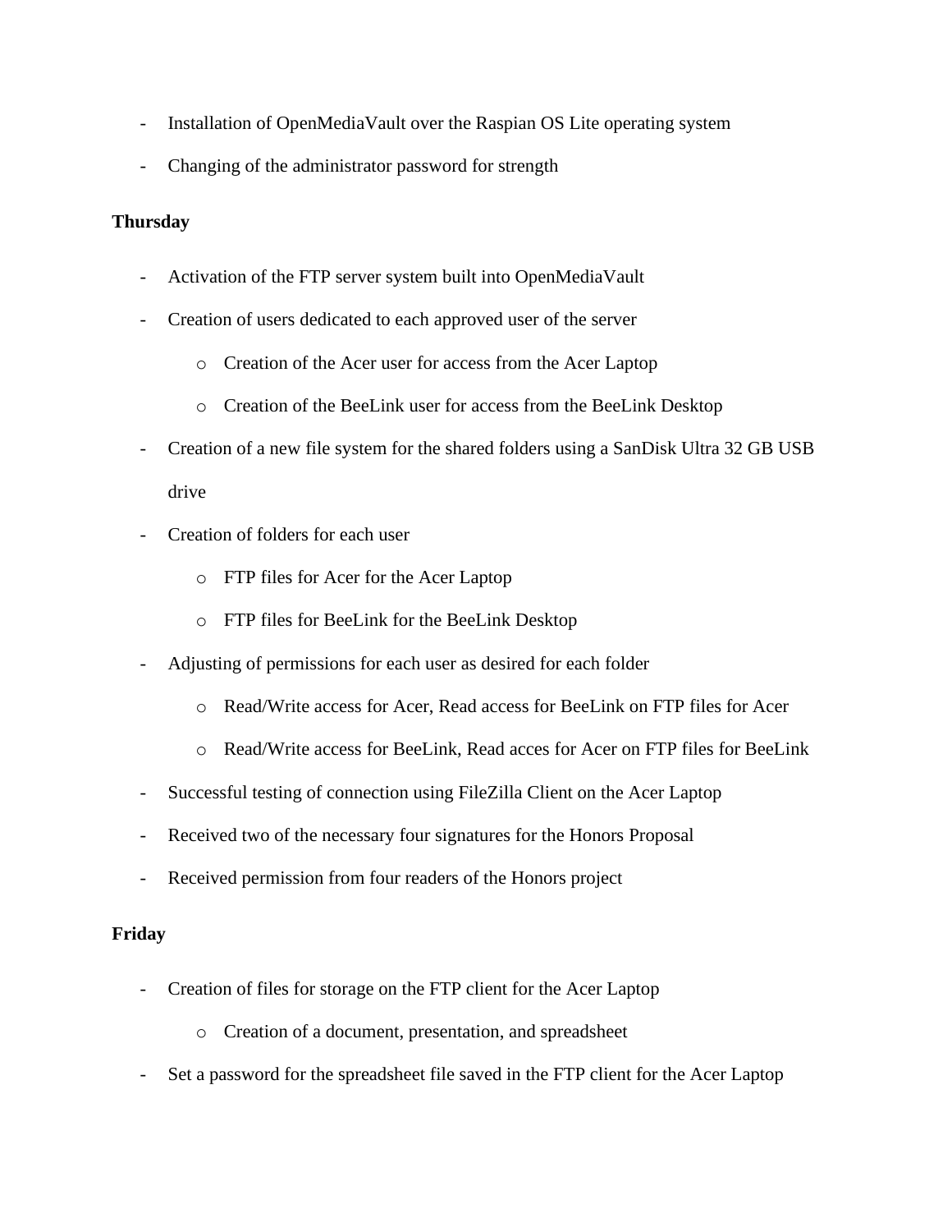- Installation of OpenMediaVault over the Raspian OS Lite operating system
- Changing of the administrator password for strength

**Thursday**

- Activation of the FTP server system built into OpenMediaVault
- Creation of users dedicated to each approved user of the server
  - Creation of the Acer user for access from the Acer Laptop
  - Creation of the BeeLink user for access from the BeeLink Desktop
- Creation of a new file system for the shared folders using a SanDisk Ultra 32 GB USB drive
- Creation of folders for each user
  - FTP files for Acer for the Acer Laptop
  - FTP files for BeeLink for the BeeLink Desktop
- Adjusting of permissions for each user as desired for each folder
  - Read/Write access for Acer, Read access for BeeLink on FTP files for Acer
  - Read/Write access for BeeLink, Read acces for Acer on FTP files for BeeLink
- Successful testing of connection using FileZilla Client on the Acer Laptop
- Received two of the necessary four signatures for the Honors Proposal
- Received permission from four readers of the Honors project

**Friday**

- Creation of files for storage on the FTP client for the Acer Laptop
  - Creation of a document, presentation, and spreadsheet
- Set a password for the spreadsheet file saved in the FTP client for the Acer Laptop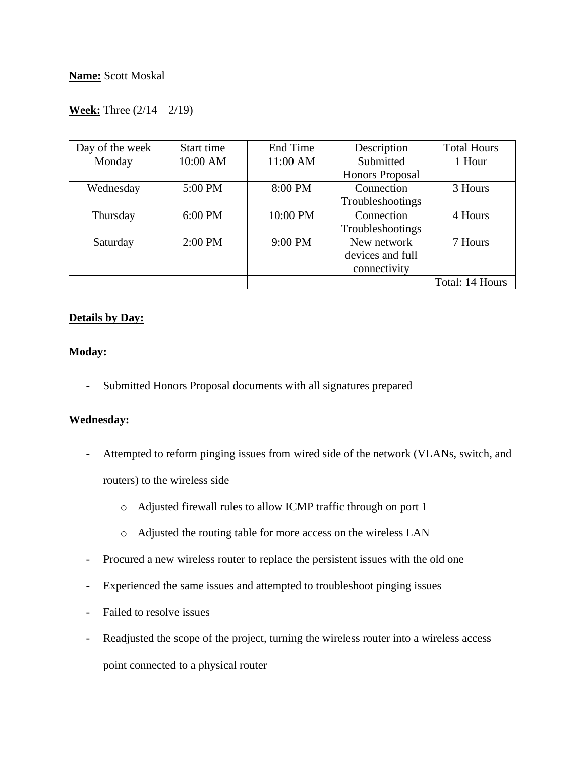**Name:** Scott Moskal

**Week:** Three (2/14 – 2/19)

| Day of the week | Start time | End Time | Description | Total Hours |
|---|---|---|---|---|
| Monday | 10:00 AM | 11:00 AM | Submitted Honors Proposal | 1 Hour |
| Wednesday | 5:00 PM | 8:00 PM | Connection Troubleshootings | 3 Hours |
| Thursday | 6:00 PM | 10:00 PM | Connection Troubleshootings | 4 Hours |
| Saturday | 2:00 PM | 9:00 PM | New network devices and full connectivity | 7 Hours |
| | | | | Total: 14 Hours |

**Details by Day:**

**Moday:**

- Submitted Honors Proposal documents with all signatures prepared

**Wednesday:**

- Attempted to reform pinging issues from wired side of the network (VLANs, switch, and routers) to the wireless side
  - Adjusted firewall rules to allow ICMP traffic through on port 1
  - Adjusted the routing table for more access on the wireless LAN
- Procured a new wireless router to replace the persistent issues with the old one
- Experienced the same issues and attempted to troubleshoot pinging issues
- Failed to resolve issues
- Readjusted the scope of the project, turning the wireless router into a wireless access point connected to a physical router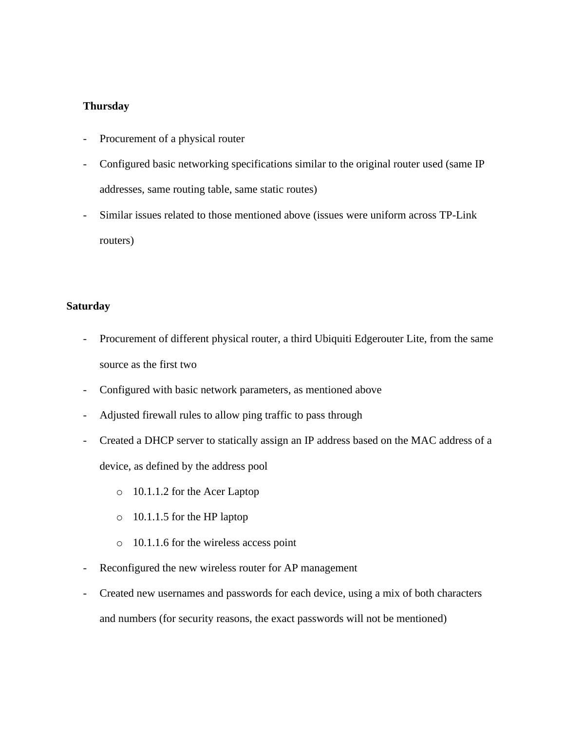**Thursday**

- Procurement of a physical router
- Configured basic networking specifications similar to the original router used (same IP addresses, same routing table, same static routes)
- Similar issues related to those mentioned above (issues were uniform across TP-Link routers)

**Saturday**

- Procurement of different physical router, a third Ubiquiti Edgerouter Lite, from the same source as the first two
- Configured with basic network parameters, as mentioned above
- Adjusted firewall rules to allow ping traffic to pass through
- Created a DHCP server to statically assign an IP address based on the MAC address of a device, as defined by the address pool
  - 10.1.1.2 for the Acer Laptop
  - 10.1.1.5 for the HP laptop
  - 10.1.1.6 for the wireless access point
- Reconfigured the new wireless router for AP management
- Created new usernames and passwords for each device, using a mix of both characters and numbers (for security reasons, the exact passwords will not be mentioned)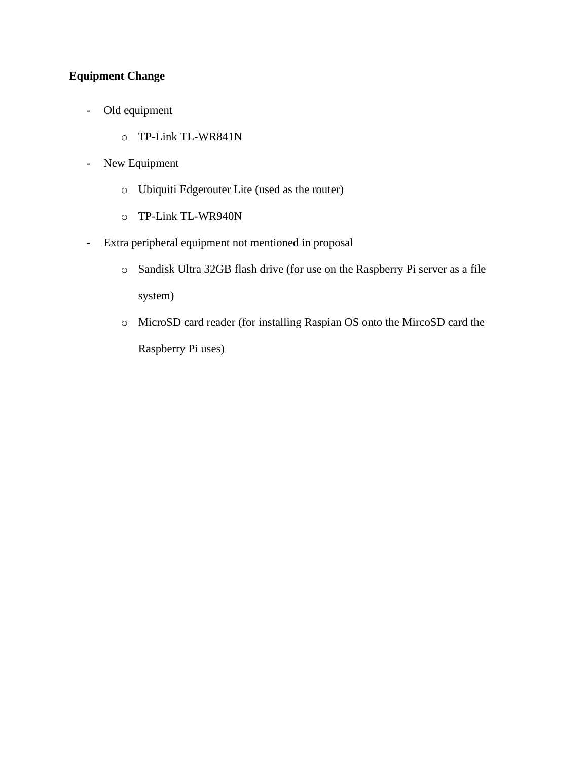**Equipment Change**

- Old equipment
  - TP-Link TL-WR841N
- New Equipment
  - Ubiquiti Edgerouter Lite (used as the router)
  - TP-Link TL-WR940N
- Extra peripheral equipment not mentioned in proposal
  - Sandisk Ultra 32GB flash drive (for use on the Raspberry Pi server as a file system)
  - MicroSD card reader (for installing Raspian OS onto the MircoSD card the Raspberry Pi uses)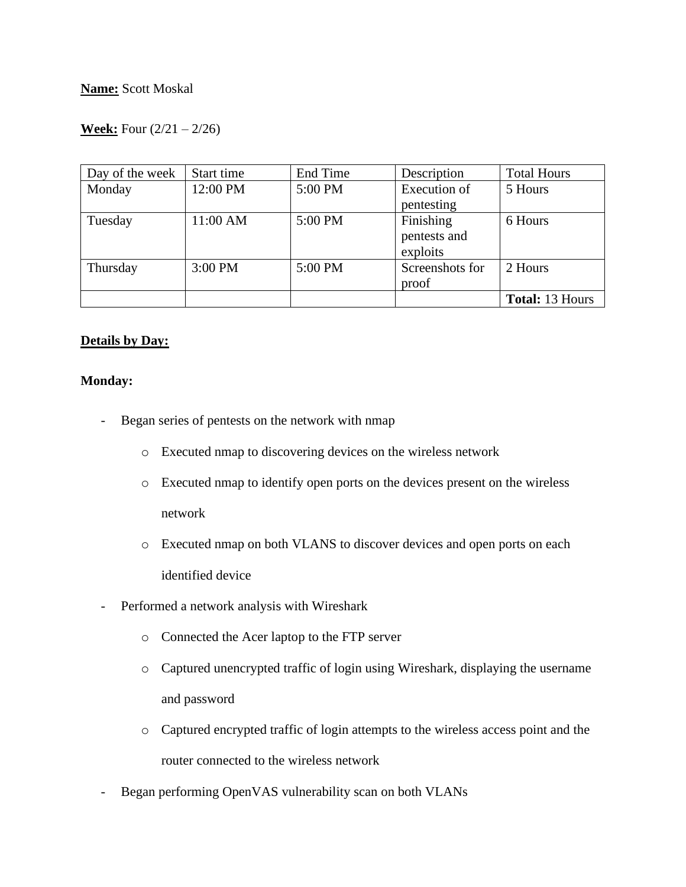**Name:** Scott Moskal

**Week:** Four (2/21 – 2/26)

| Day of the week | Start time | End Time | Description | Total Hours |
|---|---|---|---|---|
| Monday | 12:00 PM | 5:00 PM | Execution of pentesting | 5 Hours |
| Tuesday | 11:00 AM | 5:00 PM | Finishing pentests and exploits | 6 Hours |
| Thursday | 3:00 PM | 5:00 PM | Screenshots for proof | 2 Hours |
| | | | | **Total:** 13 Hours |

**Details by Day:**

**Monday:**

- Began series of pentests on the network with nmap
  - Executed nmap to discovering devices on the wireless network
  - Executed nmap to identify open ports on the devices present on the wireless network
  - Executed nmap on both VLANS to discover devices and open ports on each identified device
- Performed a network analysis with Wireshark
  - Connected the Acer laptop to the FTP server
  - Captured unencrypted traffic of login using Wireshark, displaying the username and password
  - Captured encrypted traffic of login attempts to the wireless access point and the router connected to the wireless network
- Began performing OpenVAS vulnerability scan on both VLANs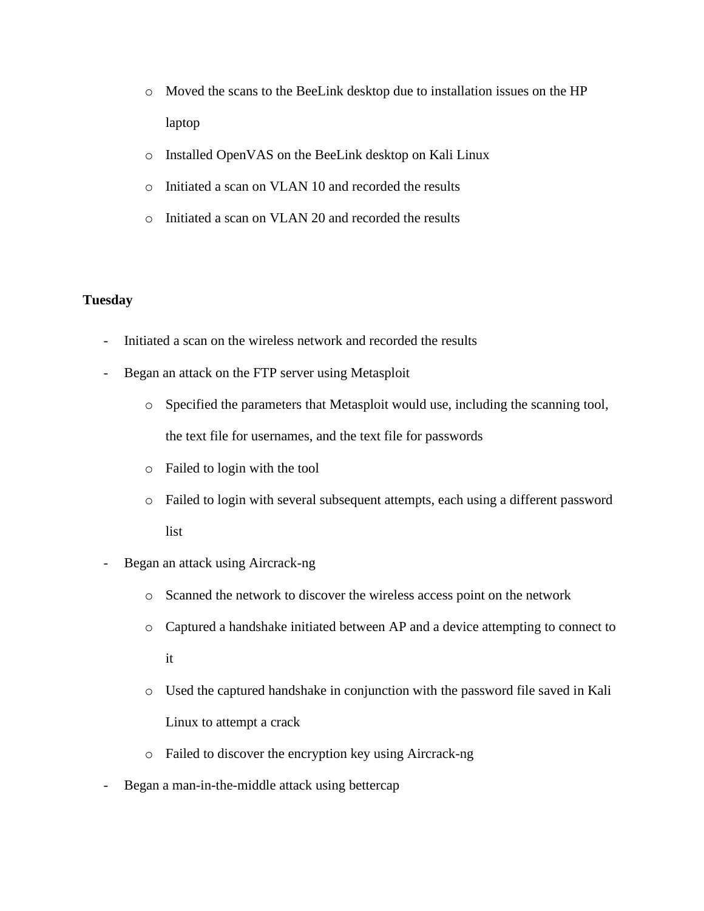- Moved the scans to the BeeLink desktop due to installation issues on the HP laptop
    - Installed OpenVAS on the BeeLink desktop on Kali Linux
    - Initiated a scan on VLAN 10 and recorded the results
    - Initiated a scan on VLAN 20 and recorded the results

**Tuesday**

- Initiated a scan on the wireless network and recorded the results
- Began an attack on the FTP server using Metasploit
    - Specified the parameters that Metasploit would use, including the scanning tool, the text file for usernames, and the text file for passwords
    - Failed to login with the tool
    - Failed to login with several subsequent attempts, each using a different password list
- Began an attack using Aircrack-ng
    - Scanned the network to discover the wireless access point on the network
    - Captured a handshake initiated between AP and a device attempting to connect to it
    - Used the captured handshake in conjunction with the password file saved in Kali Linux to attempt a crack
    - Failed to discover the encryption key using Aircrack-ng
- Began a man-in-the-middle attack using bettercap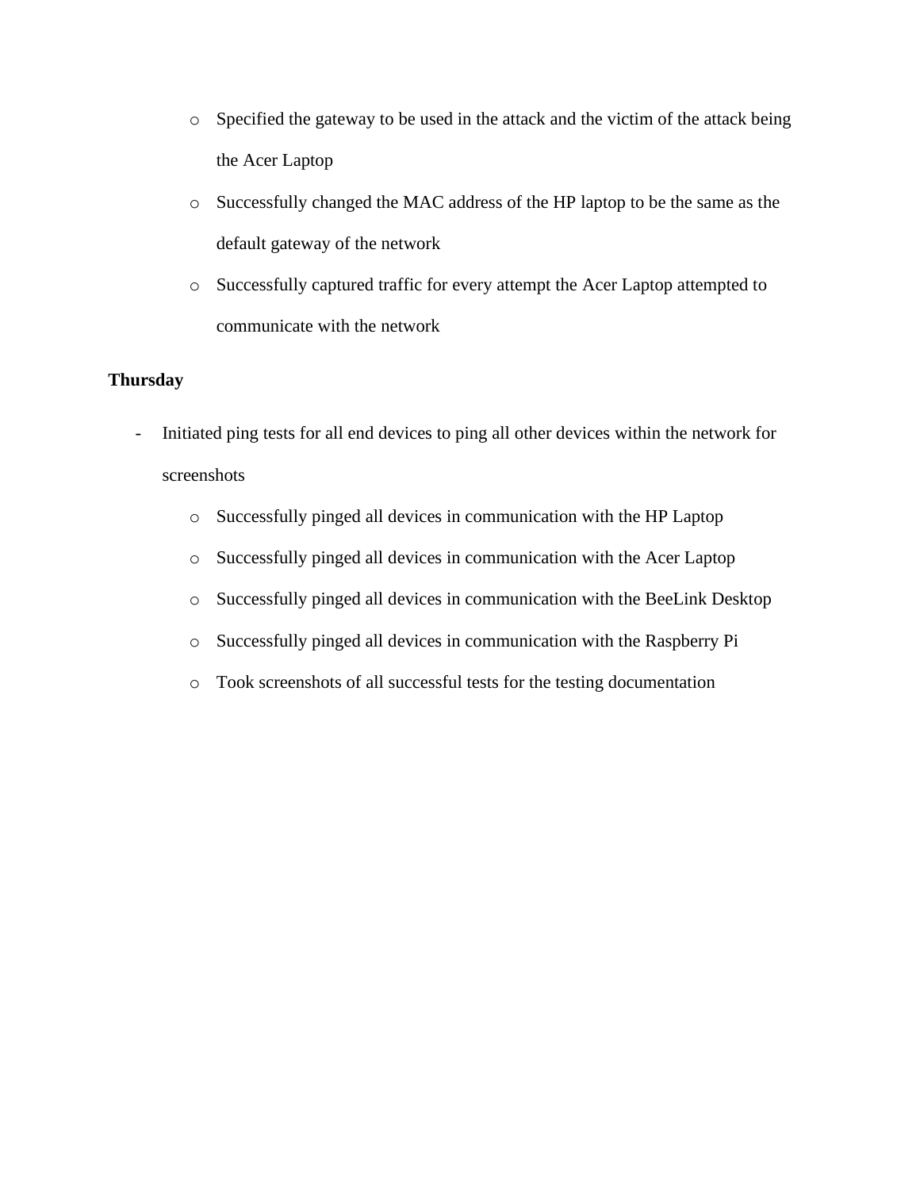- Specified the gateway to be used in the attack and the victim of the attack being the Acer Laptop
  - Successfully changed the MAC address of the HP laptop to be the same as the default gateway of the network
  - Successfully captured traffic for every attempt the Acer Laptop attempted to communicate with the network

**Thursday**

- Initiated ping tests for all end devices to ping all other devices within the network for screenshots
  - Successfully pinged all devices in communication with the HP Laptop
  - Successfully pinged all devices in communication with the Acer Laptop
  - Successfully pinged all devices in communication with the BeeLink Desktop
  - Successfully pinged all devices in communication with the Raspberry Pi
  - Took screenshots of all successful tests for the testing documentation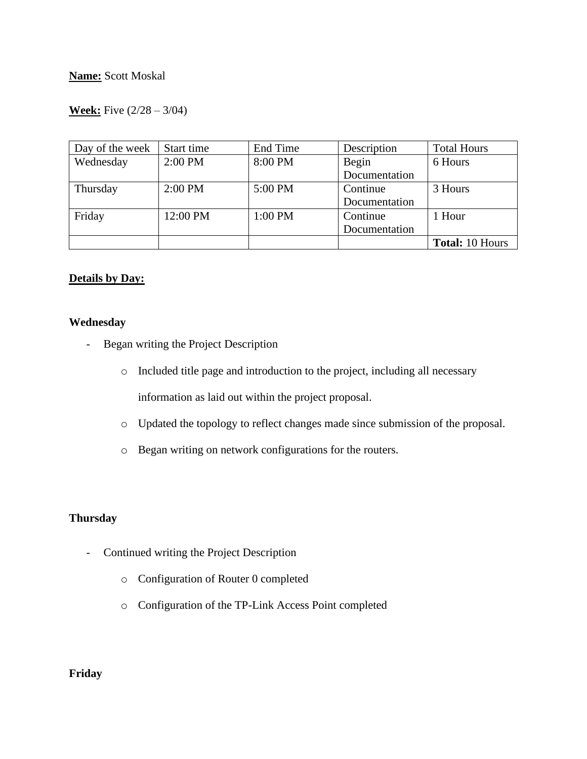**Name:** Scott Moskal

**Week:** Five (2/28 – 3/04)

| Day of the week | Start time | End Time | Description | Total Hours |
|---|---|---|---|---|
| Wednesday | 2:00 PM | 8:00 PM | Begin Documentation | 6 Hours |
| Thursday | 2:00 PM | 5:00 PM | Continue Documentation | 3 Hours |
| Friday | 12:00 PM | 1:00 PM | Continue Documentation | 1 Hour |
| | | | | **Total:** 10 Hours |

**Details by Day:**

**Wednesday**

- Began writing the Project Description
  - Included title page and introduction to the project, including all necessary information as laid out within the project proposal.
  - Updated the topology to reflect changes made since submission of the proposal.
  - Began writing on network configurations for the routers.

**Thursday**

- Continued writing the Project Description
  - Configuration of Router 0 completed
  - Configuration of the TP-Link Access Point completed

**Friday**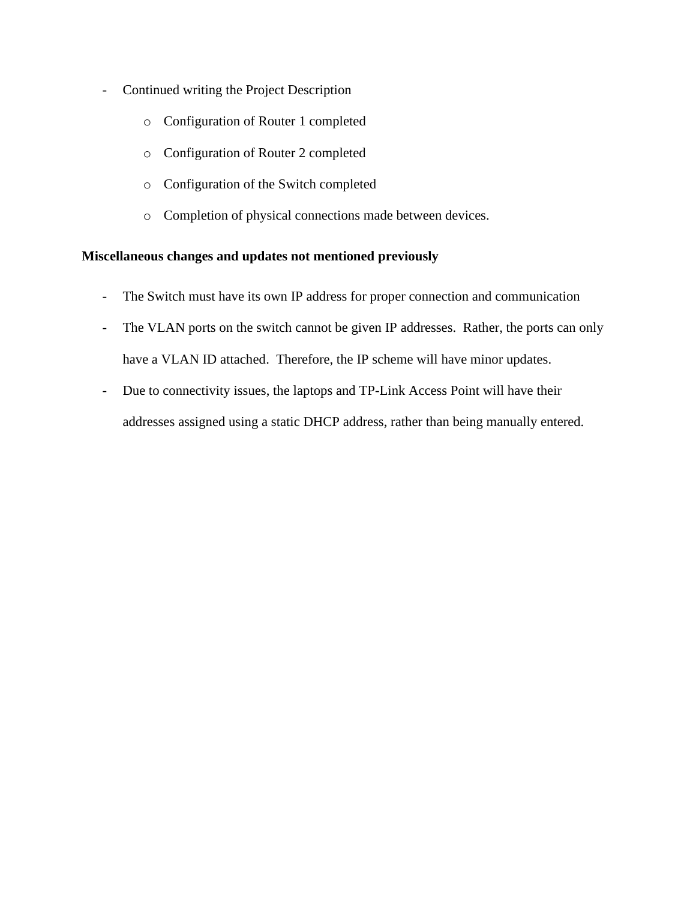- Continued writing the Project Description
    - Configuration of Router 1 completed
    - Configuration of Router 2 completed
    - Configuration of the Switch completed
    - Completion of physical connections made between devices.

**Miscellaneous changes and updates not mentioned previously**

- The Switch must have its own IP address for proper connection and communication
- The VLAN ports on the switch cannot be given IP addresses. Rather, the ports can only have a VLAN ID attached. Therefore, the IP scheme will have minor updates.
- Due to connectivity issues, the laptops and TP-Link Access Point will have their addresses assigned using a static DHCP address, rather than being manually entered.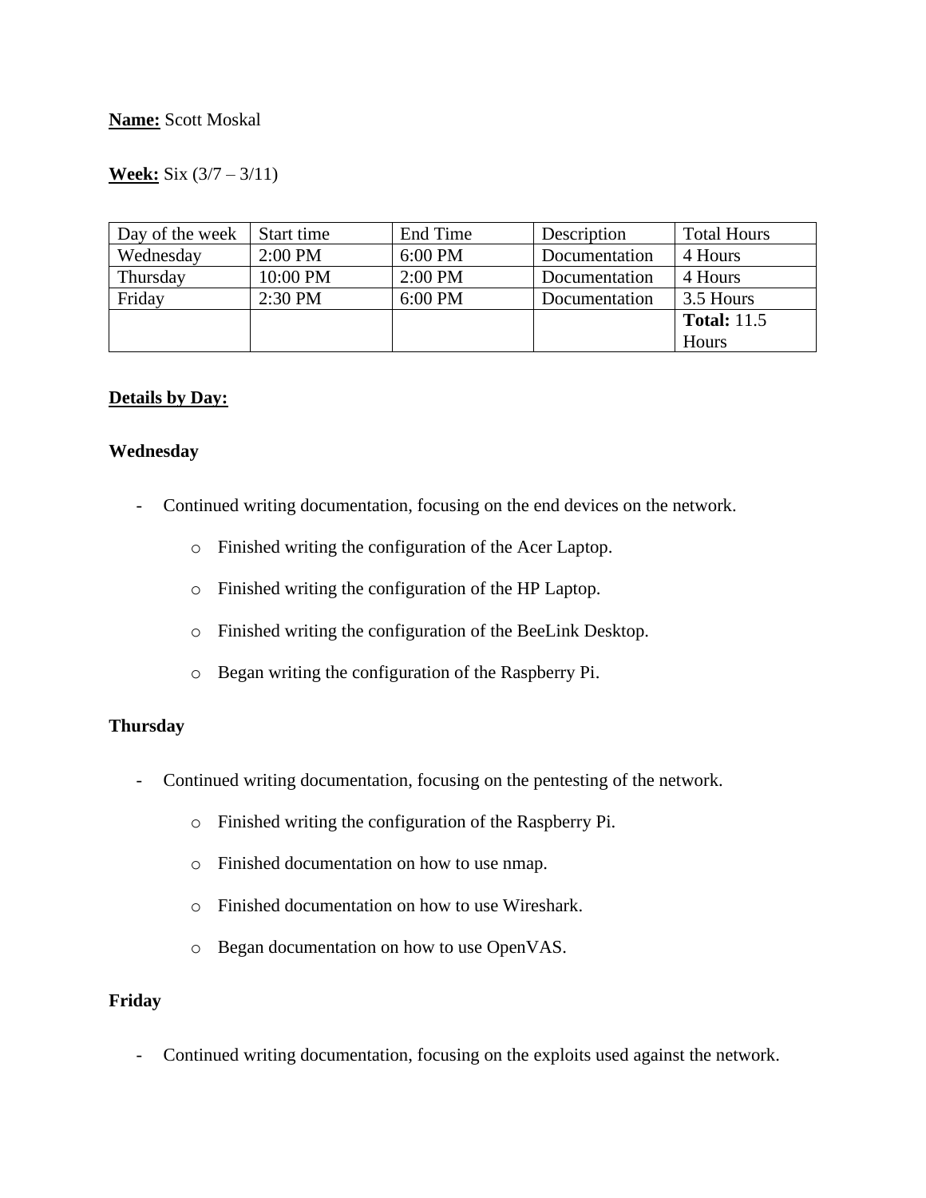**Name:** Scott Moskal

**Week:** Six (3/7 – 3/11)

| Day of the week | Start time | End Time | Description | Total Hours |
|---|---|---|---|---|
| Wednesday | 2:00 PM | 6:00 PM | Documentation | 4 Hours |
| Thursday | 10:00 PM | 2:00 PM | Documentation | 4 Hours |
| Friday | 2:30 PM | 6:00 PM | Documentation | 3.5 Hours |
| | | | | **Total:** 11.5 Hours |

**Details by Day:**

**Wednesday**

- Continued writing documentation, focusing on the end devices on the network.
  - Finished writing the configuration of the Acer Laptop.
  - Finished writing the configuration of the HP Laptop.
  - Finished writing the configuration of the BeeLink Desktop.
  - Began writing the configuration of the Raspberry Pi.

**Thursday**

- Continued writing documentation, focusing on the pentesting of the network.
  - Finished writing the configuration of the Raspberry Pi.
  - Finished documentation on how to use nmap.
  - Finished documentation on how to use Wireshark.
  - Began documentation on how to use OpenVAS.

**Friday**

- Continued writing documentation, focusing on the exploits used against the network.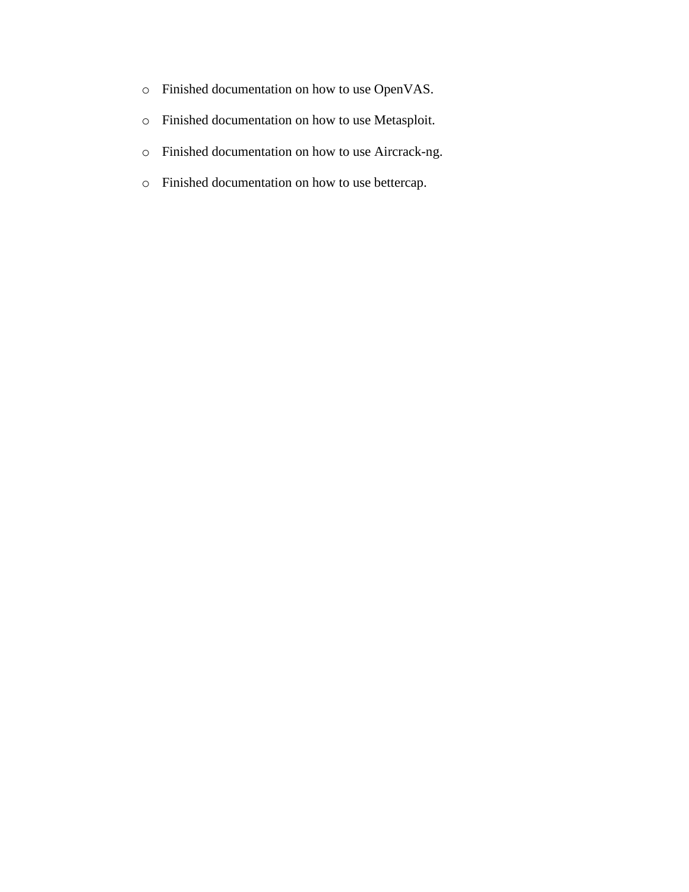- Finished documentation on how to use OpenVAS.
- Finished documentation on how to use Metasploit.
- Finished documentation on how to use Aircrack-ng.
- Finished documentation on how to use bettercap.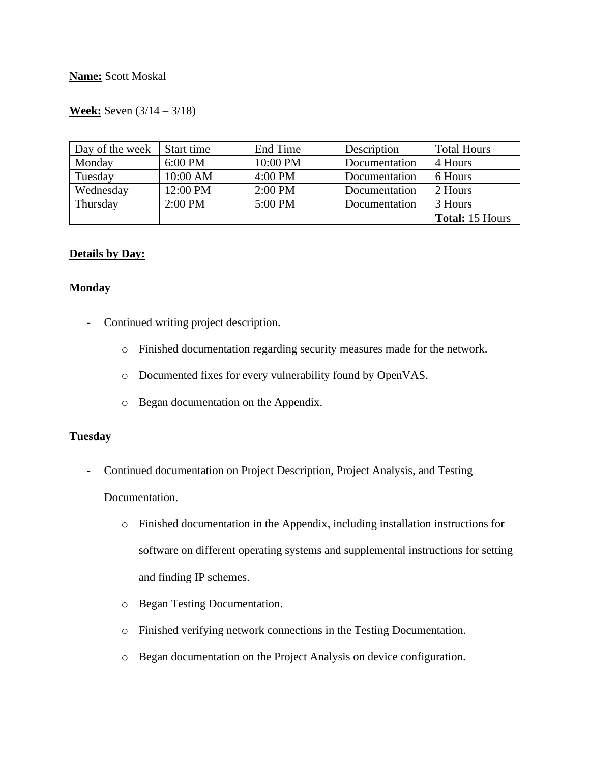**Name:** Scott Moskal

**Week:** Seven (3/14 – 3/18)

| Day of the week | Start time | End Time | Description | Total Hours |
|---|---|---|---|---|
| Monday | 6:00 PM | 10:00 PM | Documentation | 4 Hours |
| Tuesday | 10:00 AM | 4:00 PM | Documentation | 6 Hours |
| Wednesday | 12:00 PM | 2:00 PM | Documentation | 2 Hours |
| Thursday | 2:00 PM | 5:00 PM | Documentation | 3 Hours |
| | | | | **Total:** 15 Hours |

**Details by Day:**

**Monday**

- Continued writing project description.
  - Finished documentation regarding security measures made for the network.
  - Documented fixes for every vulnerability found by OpenVAS.
  - Began documentation on the Appendix.

**Tuesday**

- Continued documentation on Project Description, Project Analysis, and Testing Documentation.
  - Finished documentation in the Appendix, including installation instructions for software on different operating systems and supplemental instructions for setting and finding IP schemes.
  - Began Testing Documentation.
  - Finished verifying network connections in the Testing Documentation.
  - Began documentation on the Project Analysis on device configuration.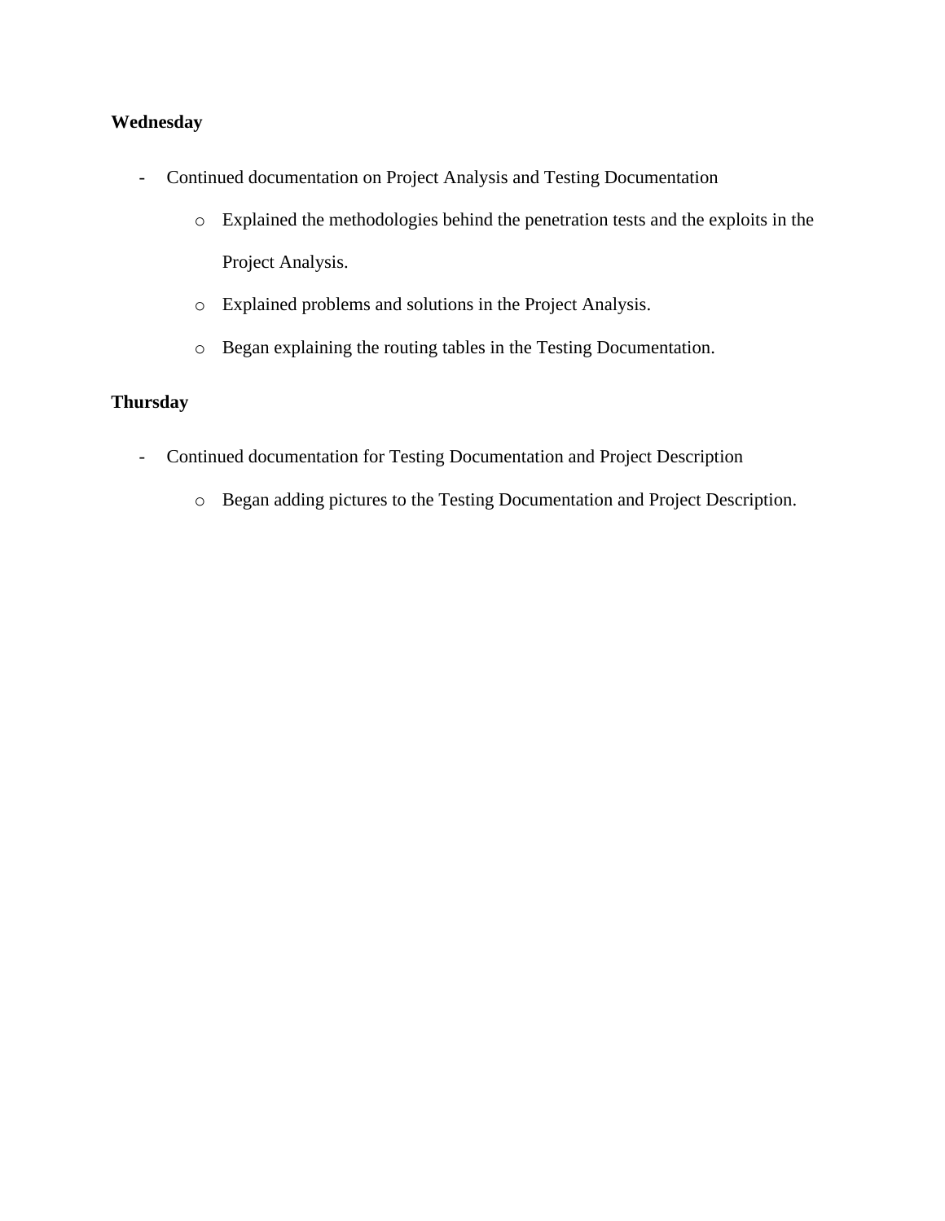**Wednesday**

- Continued documentation on Project Analysis and Testing Documentation
    - Explained the methodologies behind the penetration tests and the exploits in the Project Analysis.
    - Explained problems and solutions in the Project Analysis.
    - Began explaining the routing tables in the Testing Documentation.

**Thursday**

- Continued documentation for Testing Documentation and Project Description
    - Began adding pictures to the Testing Documentation and Project Description.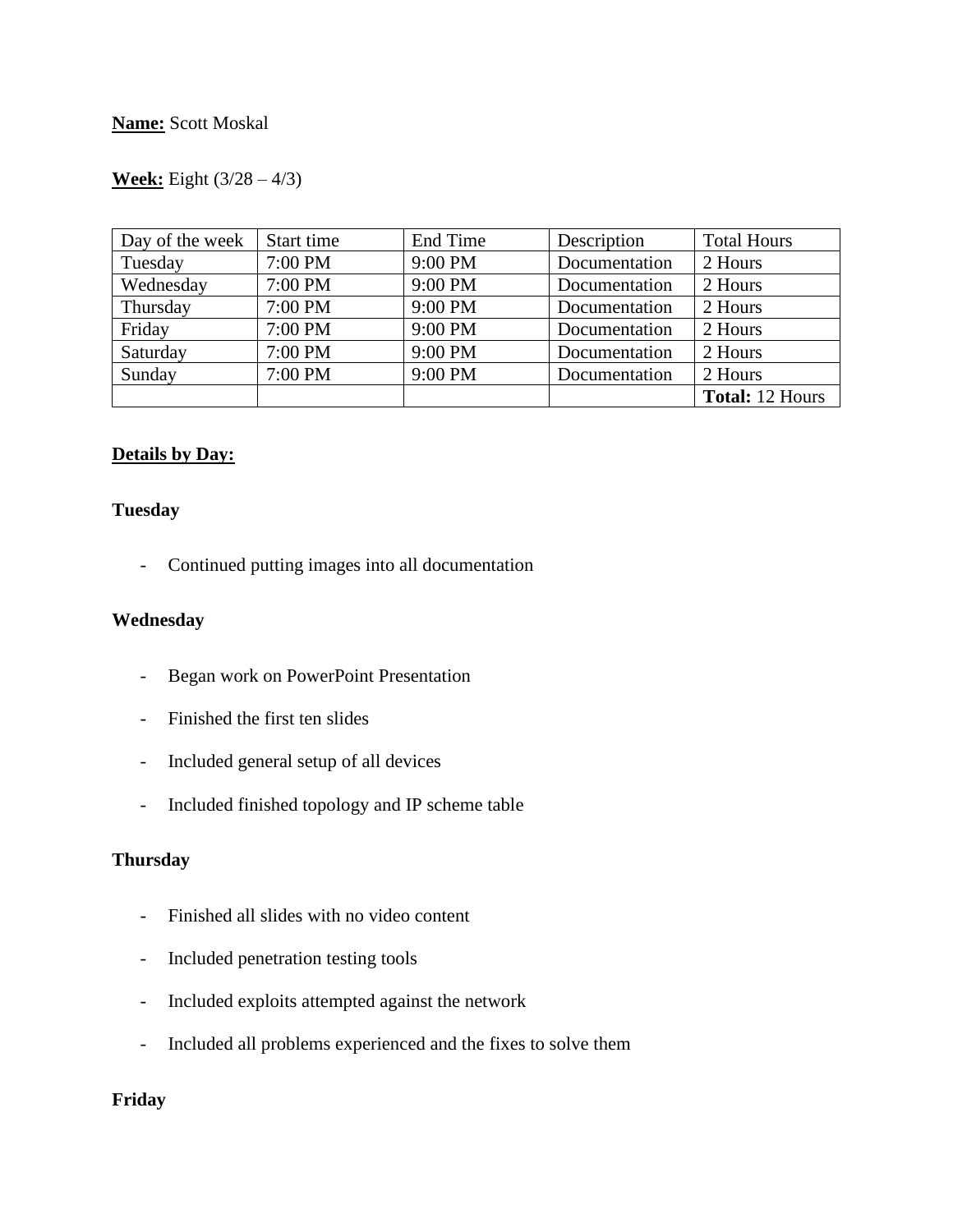**Name:** Scott Moskal

**Week:** Eight (3/28 – 4/3)

| Day of the week | Start time | End Time | Description | Total Hours |
|---|---|---|---|---|
| Tuesday | 7:00 PM | 9:00 PM | Documentation | 2 Hours |
| Wednesday | 7:00 PM | 9:00 PM | Documentation | 2 Hours |
| Thursday | 7:00 PM | 9:00 PM | Documentation | 2 Hours |
| Friday | 7:00 PM | 9:00 PM | Documentation | 2 Hours |
| Saturday | 7:00 PM | 9:00 PM | Documentation | 2 Hours |
| Sunday | 7:00 PM | 9:00 PM | Documentation | 2 Hours |
| | | | | **Total:** 12 Hours |

**Details by Day:**

**Tuesday**

- Continued putting images into all documentation

**Wednesday**

- Began work on PowerPoint Presentation
- Finished the first ten slides
- Included general setup of all devices
- Included finished topology and IP scheme table

**Thursday**

- Finished all slides with no video content
- Included penetration testing tools
- Included exploits attempted against the network
- Included all problems experienced and the fixes to solve them

**Friday**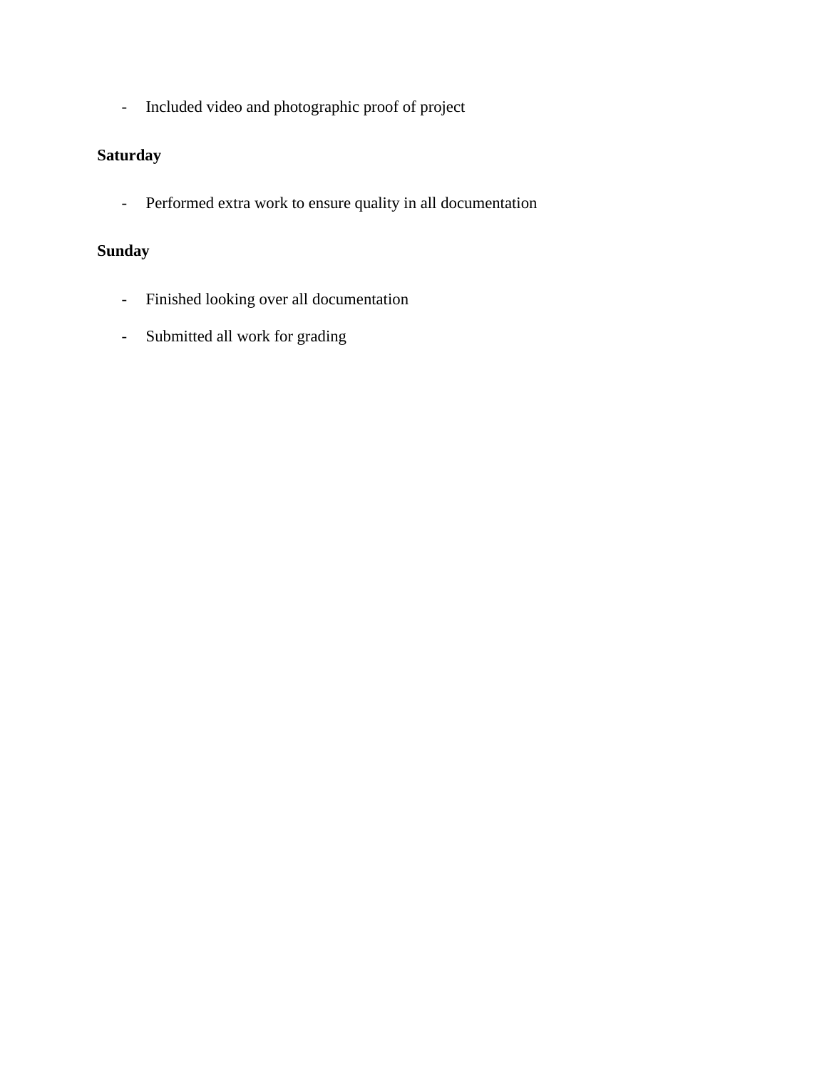- Included video and photographic proof of project

**Saturday**

- Performed extra work to ensure quality in all documentation

**Sunday**

- Finished looking over all documentation
- Submitted all work for grading